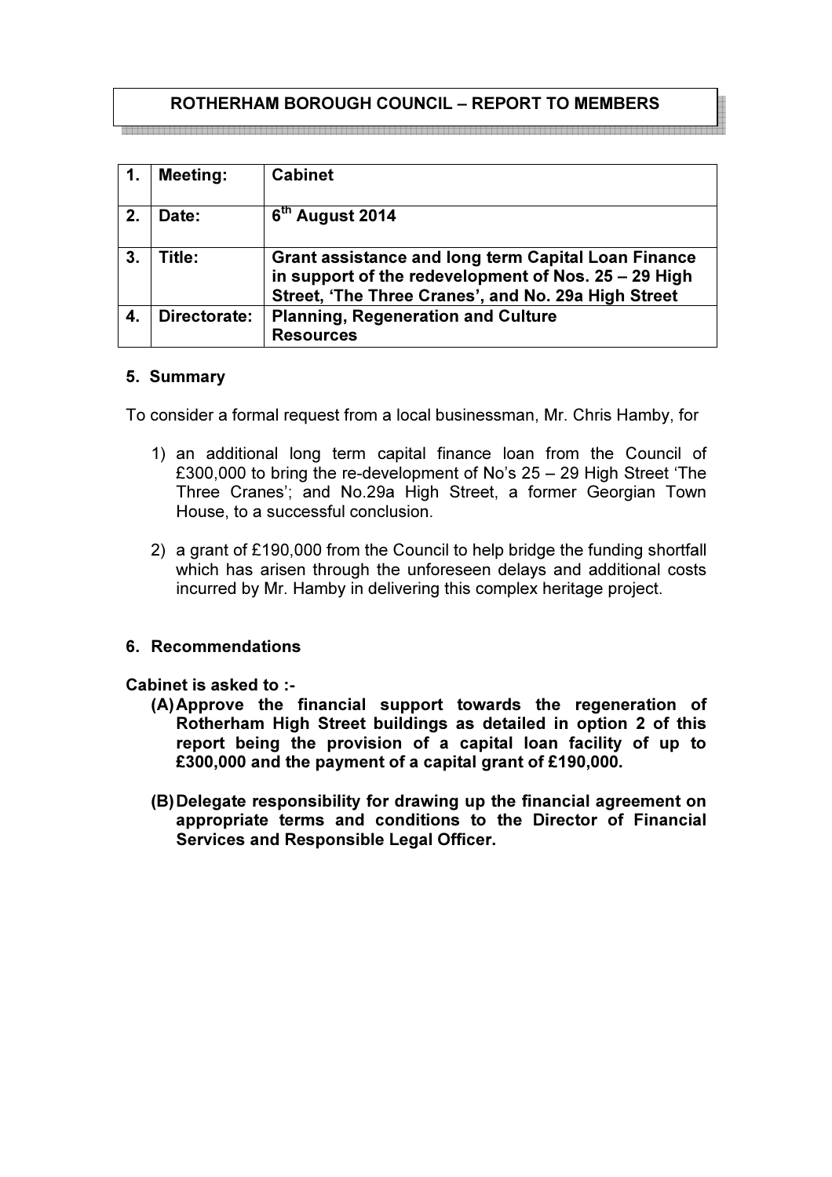**ROTHERHAM BOROUGH COUNCIL – REPORT TO MEMBERS**

| | | |
|---|---|---|
| **1.** | **Meeting:** | **Cabinet** |
| **2.** | **Date:** | **6th August 2014** |
| **3.** | **Title:** | **Grant assistance and long term Capital Loan Finance in support of the redevelopment of Nos. 25 – 29 High Street, 'The Three Cranes', and No. 29a High Street** |
| **4.** | **Directorate:** | **Planning, Regeneration and Culture Resources** |

**5. Summary**

To consider a formal request from a local businessman, Mr. Chris Hamby, for

1) an additional long term capital finance loan from the Council of £300,000 to bring the re-development of No's 25 – 29 High Street 'The Three Cranes'; and No.29a High Street, a former Georgian Town House, to a successful conclusion.

2) a grant of £190,000 from the Council to help bridge the funding shortfall which has arisen through the unforeseen delays and additional costs incurred by Mr. Hamby in delivering this complex heritage project.

**6. Recommendations**

**Cabinet is asked to :-**

**(A) Approve the financial support towards the regeneration of Rotherham High Street buildings as detailed in option 2 of this report being the provision of a capital loan facility of up to £300,000 and the payment of a capital grant of £190,000.**

**(B) Delegate responsibility for drawing up the financial agreement on appropriate terms and conditions to the Director of Financial Services and Responsible Legal Officer.**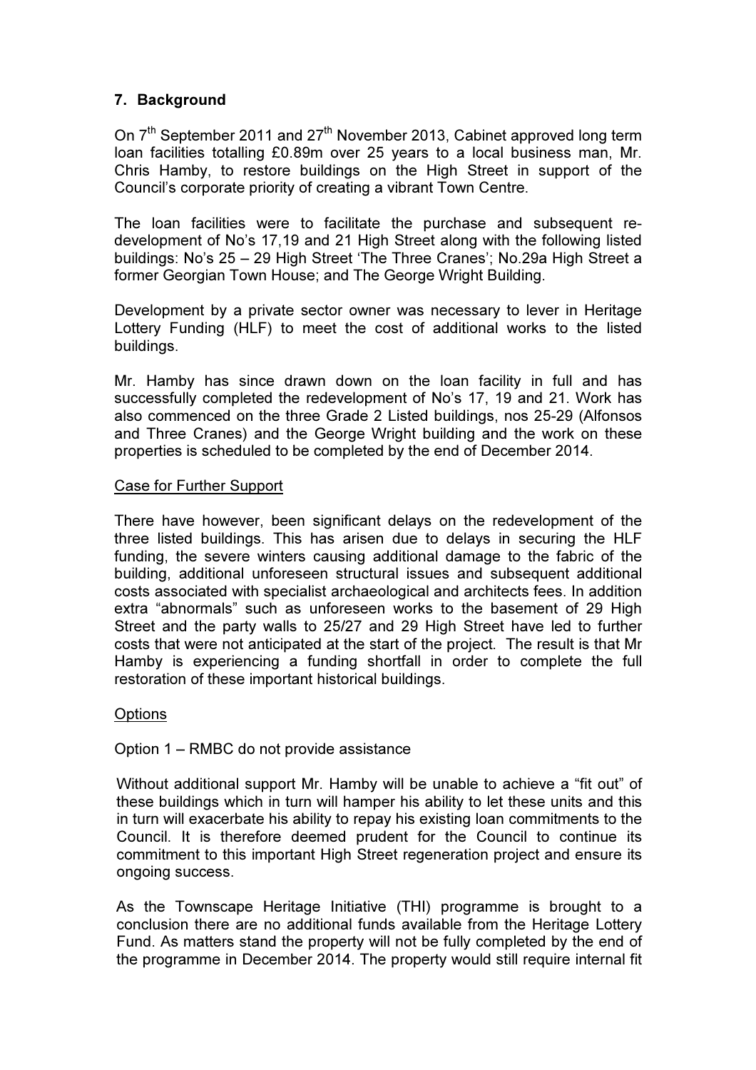## 7. Background

On 7th September 2011 and 27th November 2013, Cabinet approved long term loan facilities totalling £0.89m over 25 years to a local business man, Mr. Chris Hamby, to restore buildings on the High Street in support of the Council's corporate priority of creating a vibrant Town Centre.

The loan facilities were to facilitate the purchase and subsequent re-development of No's 17,19 and 21 High Street along with the following listed buildings: No's 25 – 29 High Street 'The Three Cranes'; No.29a High Street a former Georgian Town House; and The George Wright Building.

Development by a private sector owner was necessary to lever in Heritage Lottery Funding (HLF) to meet the cost of additional works to the listed buildings.

Mr. Hamby has since drawn down on the loan facility in full and has successfully completed the redevelopment of No's 17, 19 and 21. Work has also commenced on the three Grade 2 Listed buildings, nos 25-29 (Alfonsos and Three Cranes) and the George Wright building and the work on these properties is scheduled to be completed by the end of December 2014.

Case for Further Support

There have however, been significant delays on the redevelopment of the three listed buildings. This has arisen due to delays in securing the HLF funding, the severe winters causing additional damage to the fabric of the building, additional unforeseen structural issues and subsequent additional costs associated with specialist archaeological and architects fees. In addition extra "abnormals" such as unforeseen works to the basement of 29 High Street and the party walls to 25/27 and 29 High Street have led to further costs that were not anticipated at the start of the project. The result is that Mr Hamby is experiencing a funding shortfall in order to complete the full restoration of these important historical buildings.

Options

Option 1 – RMBC do not provide assistance

Without additional support Mr. Hamby will be unable to achieve a "fit out" of these buildings which in turn will hamper his ability to let these units and this in turn will exacerbate his ability to repay his existing loan commitments to the Council. It is therefore deemed prudent for the Council to continue its commitment to this important High Street regeneration project and ensure its ongoing success.

As the Townscape Heritage Initiative (THI) programme is brought to a conclusion there are no additional funds available from the Heritage Lottery Fund. As matters stand the property will not be fully completed by the end of the programme in December 2014. The property would still require internal fit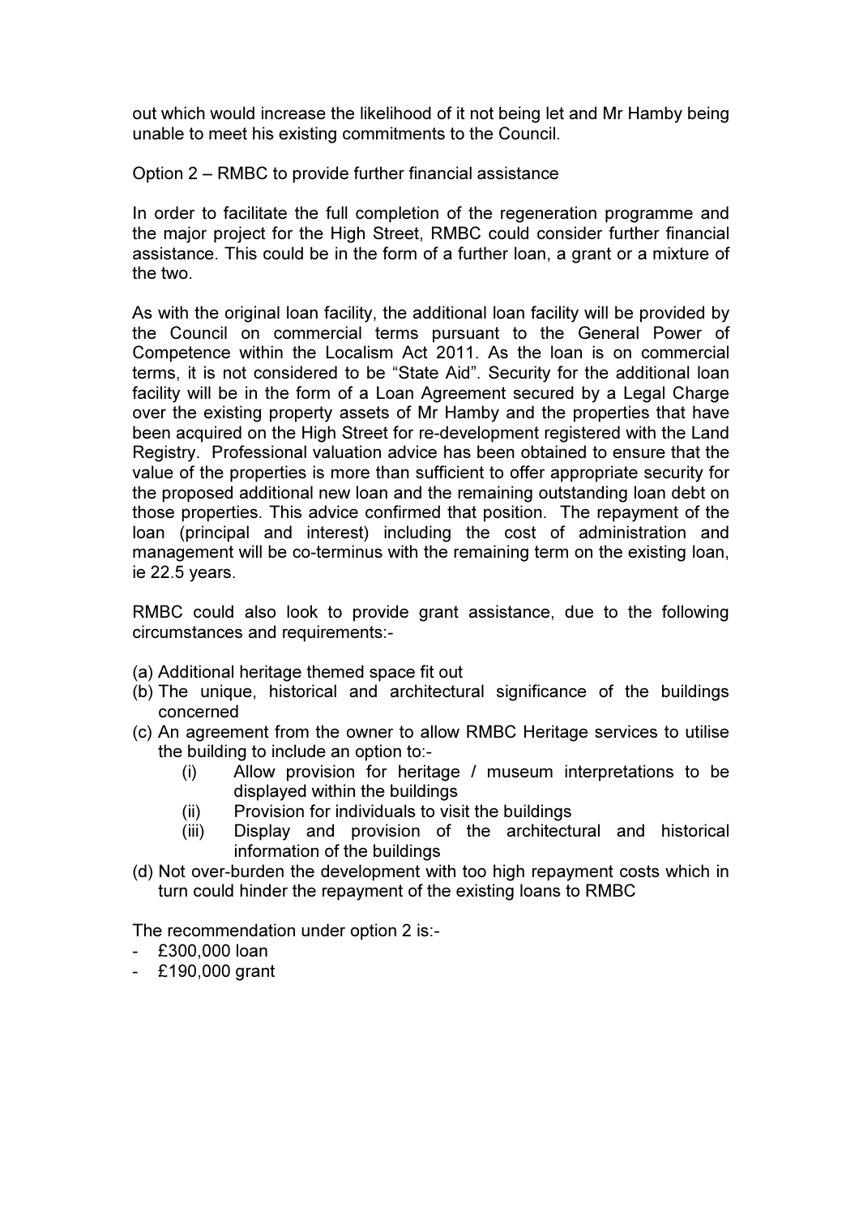out which would increase the likelihood of it not being let and Mr Hamby being unable to meet his existing commitments to the Council.

Option 2 – RMBC to provide further financial assistance

In order to facilitate the full completion of the regeneration programme and the major project for the High Street, RMBC could consider further financial assistance. This could be in the form of a further loan, a grant or a mixture of the two.

As with the original loan facility, the additional loan facility will be provided by the Council on commercial terms pursuant to the General Power of Competence within the Localism Act 2011. As the loan is on commercial terms, it is not considered to be "State Aid". Security for the additional loan facility will be in the form of a Loan Agreement secured by a Legal Charge over the existing property assets of Mr Hamby and the properties that have been acquired on the High Street for re-development registered with the Land Registry. Professional valuation advice has been obtained to ensure that the value of the properties is more than sufficient to offer appropriate security for the proposed additional new loan and the remaining outstanding loan debt on those properties. This advice confirmed that position. The repayment of the loan (principal and interest) including the cost of administration and management will be co-terminus with the remaining term on the existing loan, ie 22.5 years.

RMBC could also look to provide grant assistance, due to the following circumstances and requirements:-

(a) Additional heritage themed space fit out
(b) The unique, historical and architectural significance of the buildings concerned
(c) An agreement from the owner to allow RMBC Heritage services to utilise the building to include an option to:-
    (i) Allow provision for heritage / museum interpretations to be displayed within the buildings
    (ii) Provision for individuals to visit the buildings
    (iii) Display and provision of the architectural and historical information of the buildings
(d) Not over-burden the development with too high repayment costs which in turn could hinder the repayment of the existing loans to RMBC

The recommendation under option 2 is:-
- £300,000 loan
- £190,000 grant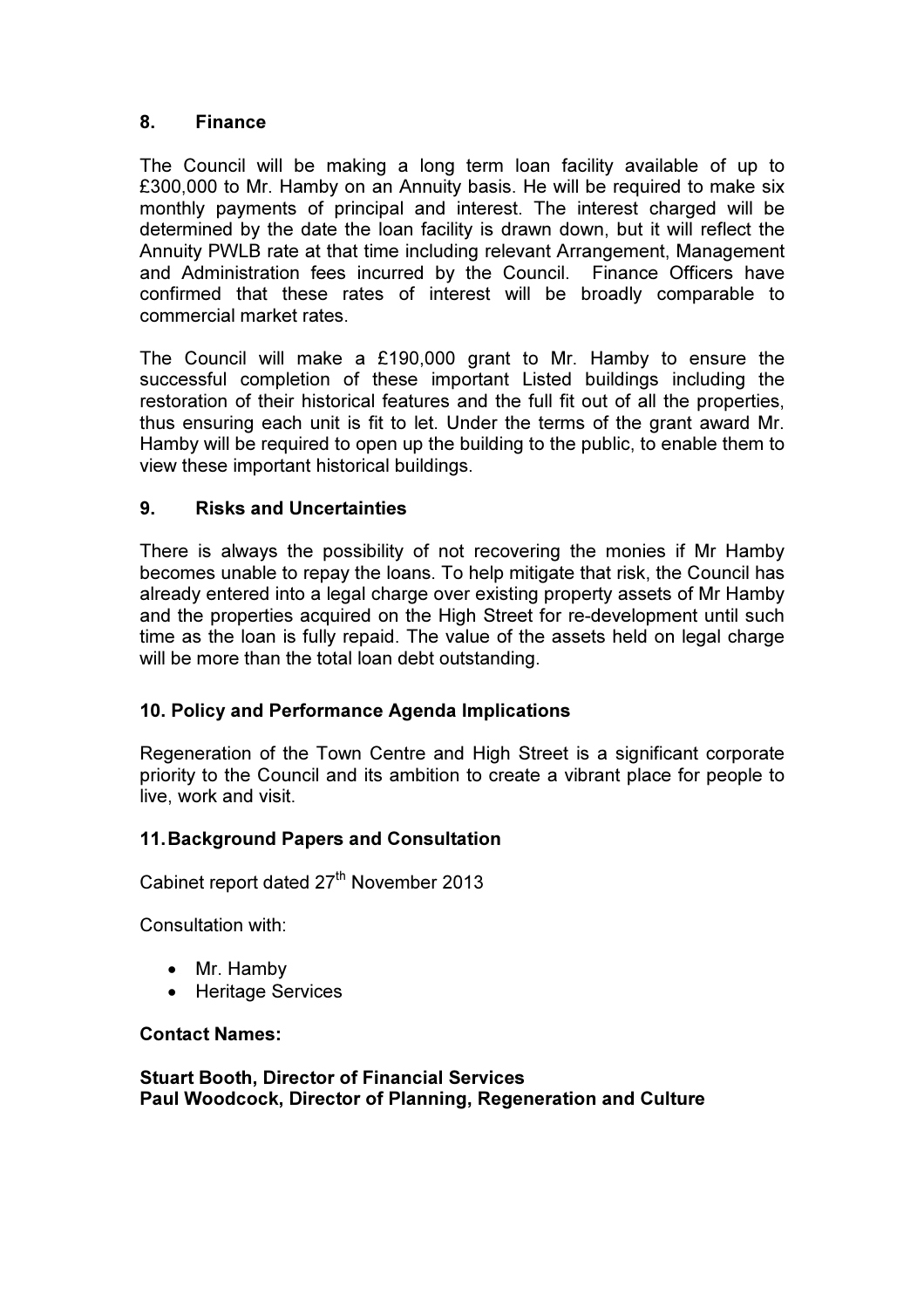## 8. Finance

The Council will be making a long term loan facility available of up to £300,000 to Mr. Hamby on an Annuity basis. He will be required to make six monthly payments of principal and interest. The interest charged will be determined by the date the loan facility is drawn down, but it will reflect the Annuity PWLB rate at that time including relevant Arrangement, Management and Administration fees incurred by the Council. Finance Officers have confirmed that these rates of interest will be broadly comparable to commercial market rates.

The Council will make a £190,000 grant to Mr. Hamby to ensure the successful completion of these important Listed buildings including the restoration of their historical features and the full fit out of all the properties, thus ensuring each unit is fit to let. Under the terms of the grant award Mr. Hamby will be required to open up the building to the public, to enable them to view these important historical buildings.

## 9. Risks and Uncertainties

There is always the possibility of not recovering the monies if Mr Hamby becomes unable to repay the loans. To help mitigate that risk, the Council has already entered into a legal charge over existing property assets of Mr Hamby and the properties acquired on the High Street for re-development until such time as the loan is fully repaid. The value of the assets held on legal charge will be more than the total loan debt outstanding.

## 10. Policy and Performance Agenda Implications

Regeneration of the Town Centre and High Street is a significant corporate priority to the Council and its ambition to create a vibrant place for people to live, work and visit.

## 11. Background Papers and Consultation

Cabinet report dated 27th November 2013

Consultation with:

- Mr. Hamby
- Heritage Services

**Contact Names:**

**Stuart Booth, Director of Financial Services**
**Paul Woodcock, Director of Planning, Regeneration and Culture**